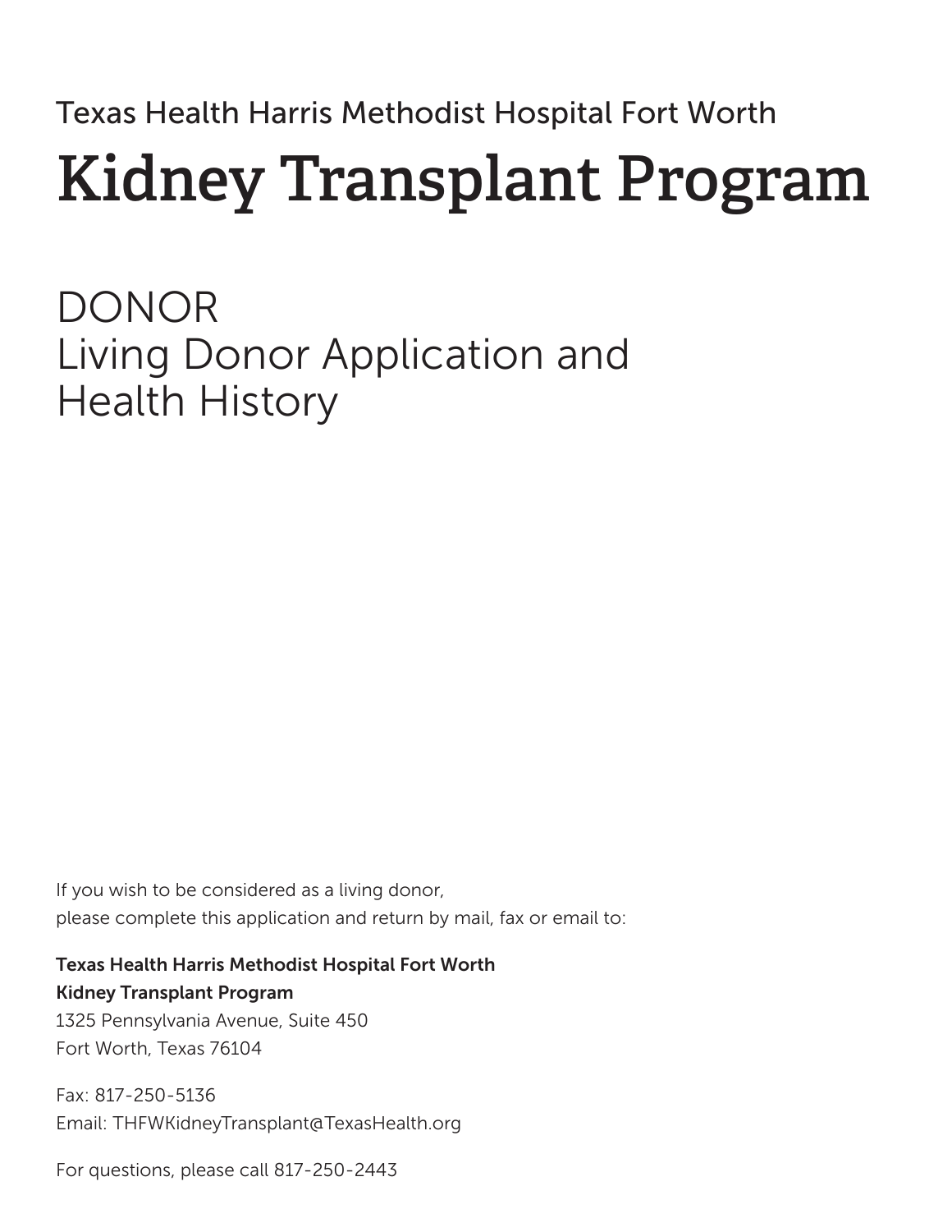Texas Health Harris Methodist Hospital Fort Worth

# Kidney Transplant Program

## DONOR
## Living Donor Application and Health History

If you wish to be considered as a living donor,
please complete this application and return by mail, fax or email to:

**Texas Health Harris Methodist Hospital Fort Worth**
**Kidney Transplant Program**
1325 Pennsylvania Avenue, Suite 450
Fort Worth, Texas 76104

Fax: 817-250-5136
Email: THFWKidneyTransplant@TexasHealth.org

For questions, please call 817-250-2443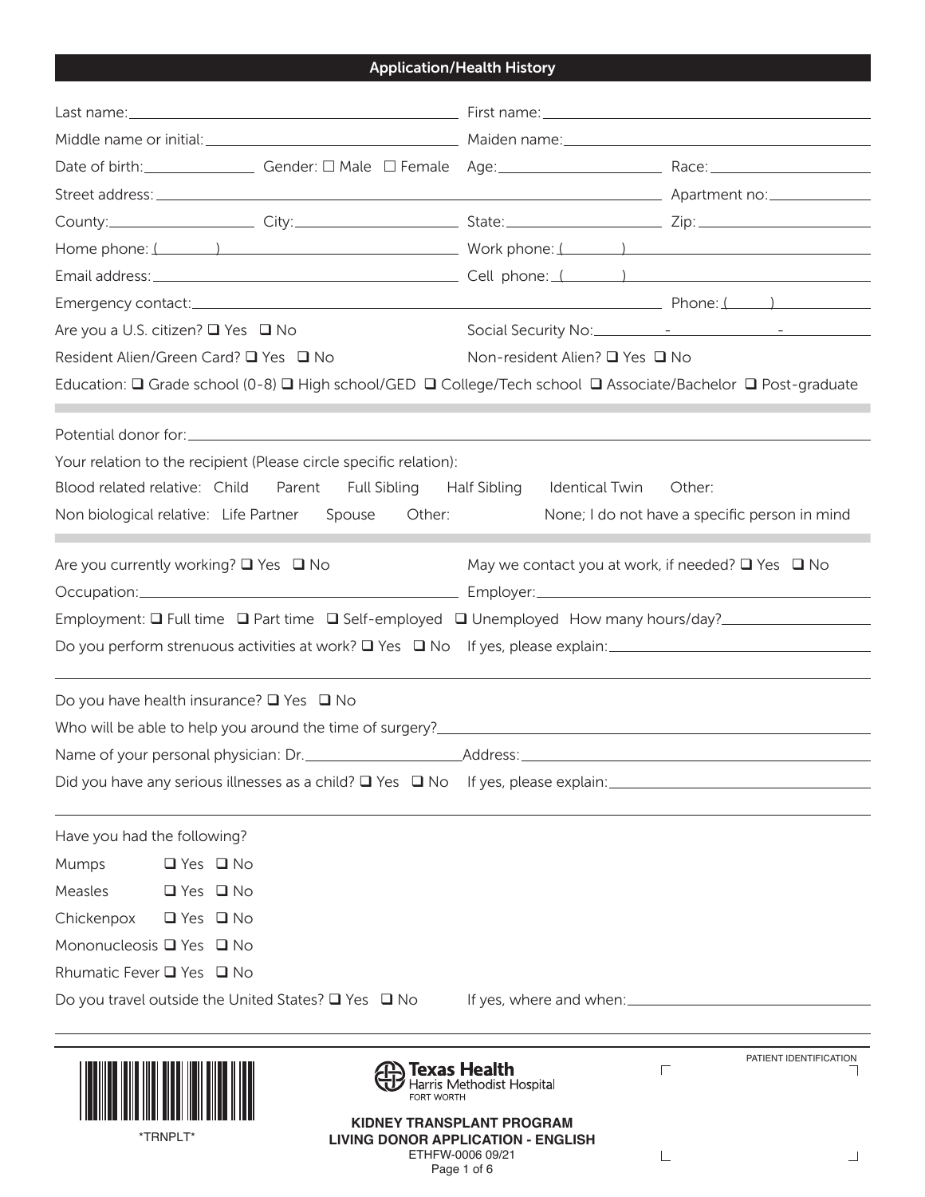## Application/Health History

Last name: ______________________ First name: ______________________

Middle name or initial: ______________________ Maiden name: ______________________

Date of birth: ____________ Gender: ☐ Male ☐ Female Age: ____________ Race: ____________

Street address: ______________________________________ Apartment no: __________

County: ____________ City: ____________ State: ____________ Zip: ____________

Home phone: ( ) ______________________ Work phone: ( ) ______________________

Email address: ______________________ Cell phone: ( ) ______________________

Emergency contact: ______________________________________ Phone: ( ) __________

Are you a U.S. citizen? ☐ Yes ☐ No Social Security No: ______ - ______ - ______

Resident Alien/Green Card? ☐ Yes ☐ No Non-resident Alien? ☐ Yes ☐ No

Education: ☐ Grade school (0-8) ☐ High school/GED ☐ College/Tech school ☐ Associate/Bachelor ☐ Post-graduate

---

Potential donor for: ______________________________________________

Your relation to the recipient (Please circle specific relation):

Blood related relative: Child Parent Full Sibling Half Sibling Identical Twin Other:

Non biological relative: Life Partner Spouse Other: None; I do not have a specific person in mind

---

Are you currently working? ☐ Yes ☐ No May we contact you at work, if needed? ☐ Yes ☐ No

Occupation: ______________________ Employer: ______________________

Employment: ☐ Full time ☐ Part time ☐ Self-employed ☐ Unemployed How many hours/day? __________

Do you perform strenuous activities at work? ☐ Yes ☐ No If yes, please explain: ______________________

______________________________________________________________

Do you have health insurance? ☐ Yes ☐ No

Who will be able to help you around the time of surgery? ______________________

Name of your personal physician: Dr. ______________ Address: ______________________

Did you have any serious illnesses as a child? ☐ Yes ☐ No If yes, please explain: ______________________

______________________________________________________________

Have you had the following?

Mumps ☐ Yes ☐ No

Measles ☐ Yes ☐ No

Chickenpox ☐ Yes ☐ No

Mononucleosis ☐ Yes ☐ No

Rhumatic Fever ☐ Yes ☐ No

Do you travel outside the United States? ☐ Yes ☐ No If yes, where and when: ______________________

______________________________________________________________

*TRNPLT*

Texas Health Harris Methodist Hospital FORT WORTH

**KIDNEY TRANSPLANT PROGRAM**
**LIVING DONOR APPLICATION - ENGLISH**
ETHFW-0006 09/21

PATIENT IDENTIFICATION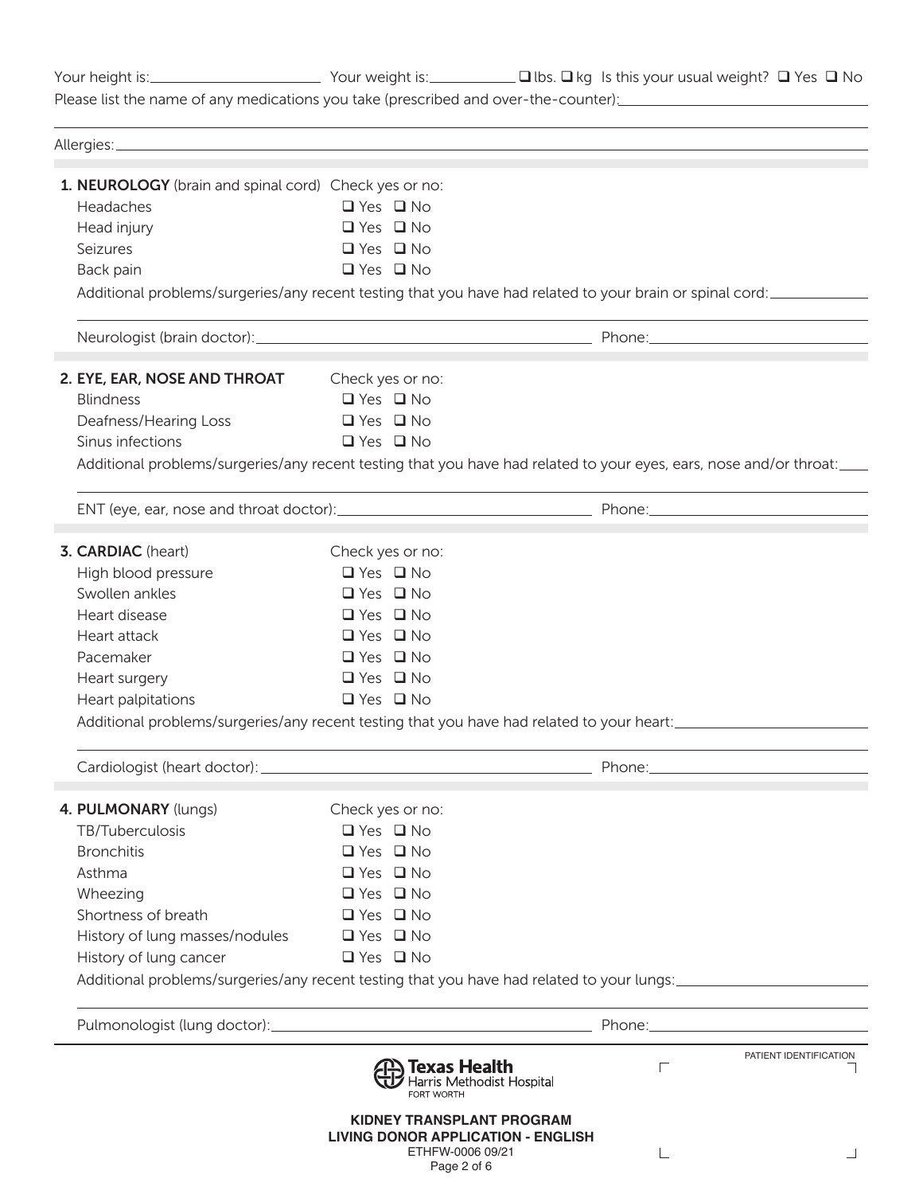Your height is: ____________________ Your weight is: ____________ ❑ lbs. ❑ kg Is this your usual weight? ❑ Yes ❑ No

Please list the name of any medications you take (prescribed and over-the-counter): ______________________________

______________________________________________________________________________

Allergies: ______________________________________________________________________________

**1. NEUROLOGY** (brain and spinal cord) Check yes or no:

| | |
|---|---|
| Headaches | ❑ Yes ❑ No |
| Head injury | ❑ Yes ❑ No |
| Seizures | ❑ Yes ❑ No |
| Back pain | ❑ Yes ❑ No |

Additional problems/surgeries/any recent testing that you have had related to your brain or spinal cord: ____________

______________________________________________________________________________

Neurologist (brain doctor): ______________________________ Phone: ______________________

**2. EYE, EAR, NOSE AND THROAT** Check yes or no:

| | |
|---|---|
| Blindness | ❑ Yes ❑ No |
| Deafness/Hearing Loss | ❑ Yes ❑ No |
| Sinus infections | ❑ Yes ❑ No |

Additional problems/surgeries/any recent testing that you have had related to your eyes, ears, nose and/or throat: ____

______________________________________________________________________________

ENT (eye, ear, nose and throat doctor): ______________________________ Phone: ______________________

**3. CARDIAC** (heart) Check yes or no:

| | |
|---|---|
| High blood pressure | ❑ Yes ❑ No |
| Swollen ankles | ❑ Yes ❑ No |
| Heart disease | ❑ Yes ❑ No |
| Heart attack | ❑ Yes ❑ No |
| Pacemaker | ❑ Yes ❑ No |
| Heart surgery | ❑ Yes ❑ No |
| Heart palpitations | ❑ Yes ❑ No |

Additional problems/surgeries/any recent testing that you have had related to your heart: ______________________

______________________________________________________________________________

Cardiologist (heart doctor): ______________________________ Phone: ______________________

**4. PULMONARY** (lungs) Check yes or no:

| | |
|---|---|
| TB/Tuberculosis | ❑ Yes ❑ No |
| Bronchitis | ❑ Yes ❑ No |
| Asthma | ❑ Yes ❑ No |
| Wheezing | ❑ Yes ❑ No |
| Shortness of breath | ❑ Yes ❑ No |
| History of lung masses/nodules | ❑ Yes ❑ No |
| History of lung cancer | ❑ Yes ❑ No |

Additional problems/surgeries/any recent testing that you have had related to your lungs: ______________________

______________________________________________________________________________

Pulmonologist (lung doctor): ______________________________ Phone: ______________________

Texas Health Harris Methodist Hospital FORT WORTH

PATIENT IDENTIFICATION

**KIDNEY TRANSPLANT PROGRAM**
**LIVING DONOR APPLICATION - ENGLISH**
ETHFW-0006 09/21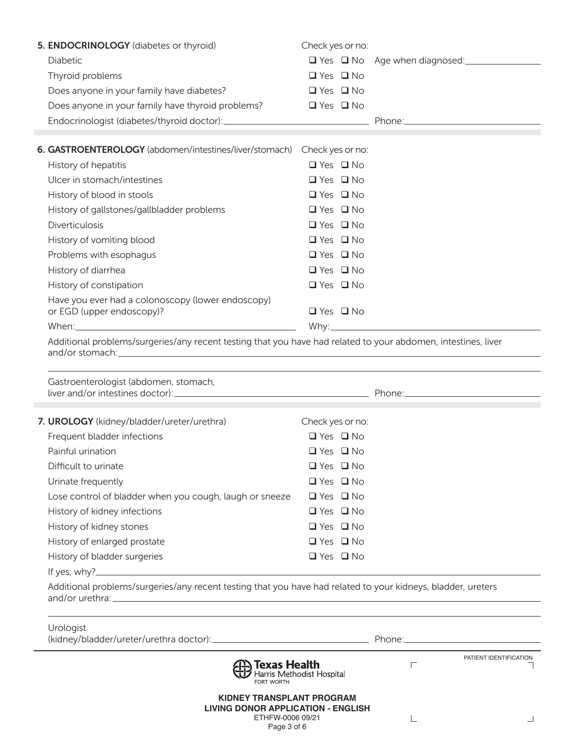## 5. ENDOCRINOLOGY (diabetes or thyroid)

| | Check yes or no: | |
|---|---|---|
| Diabetic | ❑ Yes ❑ No | Age when diagnosed:_______________ |
| Thyroid problems | ❑ Yes ❑ No | |
| Does anyone in your family have diabetes? | ❑ Yes ❑ No | |
| Does anyone in your family have thyroid problems? | ❑ Yes ❑ No | |

Endocrinologist (diabetes/thyroid doctor):____________________________ Phone:____________________________

## 6. GASTROENTEROLOGY (abdomen/intestines/liver/stomach)

| | Check yes or no: |
|---|---|
| History of hepatitis | ❑ Yes ❑ No |
| Ulcer in stomach/intestines | ❑ Yes ❑ No |
| History of blood in stools | ❑ Yes ❑ No |
| History of gallstones/gallbladder problems | ❑ Yes ❑ No |
| Diverticulosis | ❑ Yes ❑ No |
| History of vomiting blood | ❑ Yes ❑ No |
| Problems with esophagus | ❑ Yes ❑ No |
| History of diarrhea | ❑ Yes ❑ No |
| History of constipation | ❑ Yes ❑ No |
| Have you ever had a colonoscopy (lower endoscopy) or EGD (upper endoscopy)? | ❑ Yes ❑ No |

When:____________________________________________ Why:____________________________________________

Additional problems/surgeries/any recent testing that you have had related to your abdomen, intestines, liver and/or stomach:____________________________________________________________________________

____________________________________________________________________________________________

Gastroenterologist (abdomen, stomach, liver and/or intestines doctor):________________________________ Phone:____________________________

## 7. UROLOGY (kidney/bladder/ureter/urethra)

| | Check yes or no: |
|---|---|
| Frequent bladder infections | ❑ Yes ❑ No |
| Painful urination | ❑ Yes ❑ No |
| Difficult to urinate | ❑ Yes ❑ No |
| Urinate frequently | ❑ Yes ❑ No |
| Lose control of bladder when you cough, laugh or sneeze | ❑ Yes ❑ No |
| History of kidney infections | ❑ Yes ❑ No |
| History of kidney stones | ❑ Yes ❑ No |
| History of enlarged prostate | ❑ Yes ❑ No |
| History of bladder surgeries | ❑ Yes ❑ No |

If yes, why?________________________________________________________________________________

Additional problems/surgeries/any recent testing that you have had related to your kidneys, bladder, ureters and/or urethra:____________________________________________________________________________

____________________________________________________________________________________________

Urologist (kidney/bladder/ureter/urethra doctor):________________________________ Phone:____________________________

PATIENT IDENTIFICATION

Texas Health Harris Methodist Hospital FORT WORTH

**KIDNEY TRANSPLANT PROGRAM**
**LIVING DONOR APPLICATION - ENGLISH**
ETHFW-0006 09/21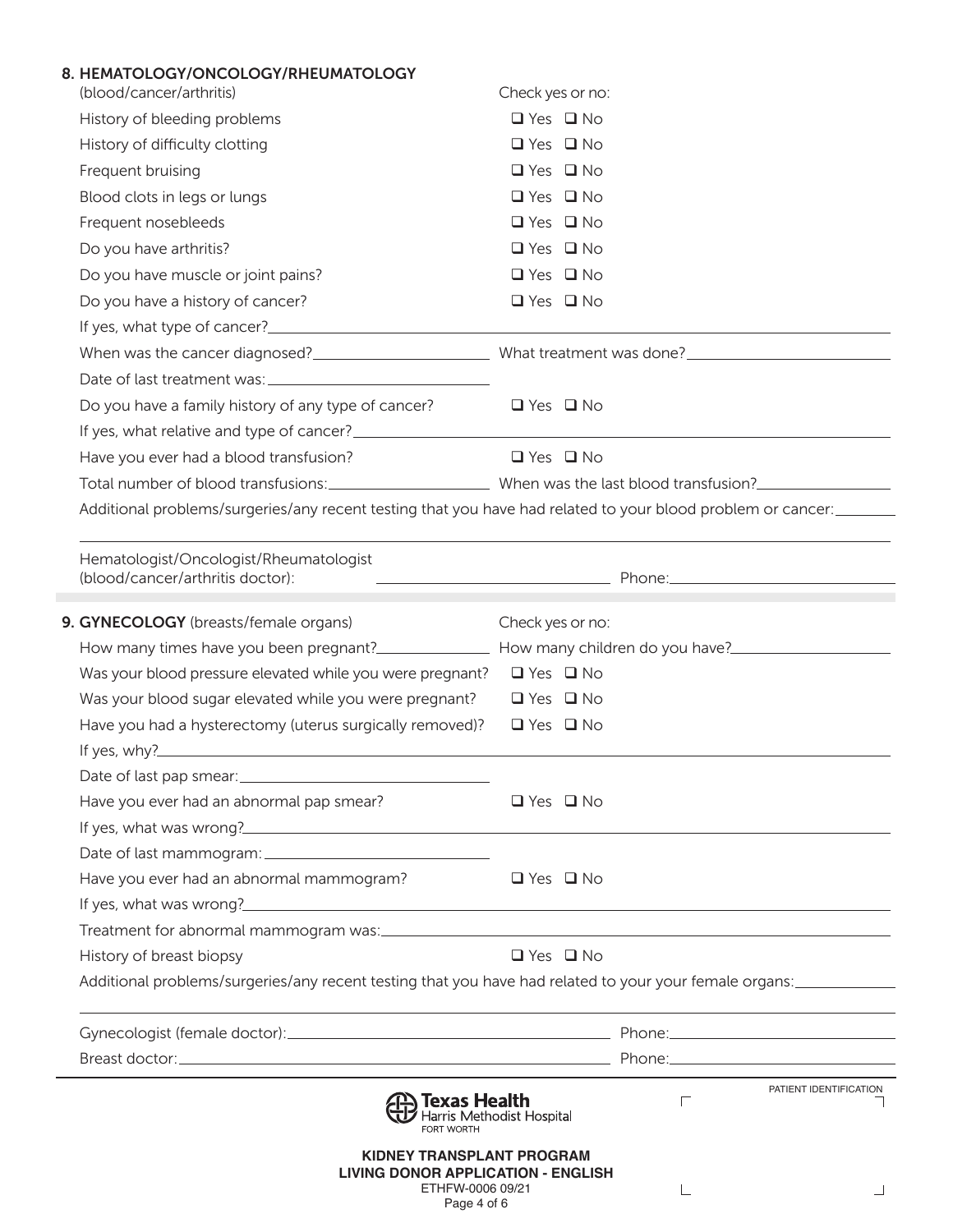## 8. HEMATOLOGY/ONCOLOGY/RHEUMATOLOGY

(blood/cancer/arthritis) — Check yes or no:

History of bleeding problems ❑ Yes ❑ No

History of difficulty clotting ❑ Yes ❑ No

Frequent bruising ❑ Yes ❑ No

Blood clots in legs or lungs ❑ Yes ❑ No

Frequent nosebleeds ❑ Yes ❑ No

Do you have arthritis? ❑ Yes ❑ No

Do you have muscle or joint pains? ❑ Yes ❑ No

Do you have a history of cancer? ❑ Yes ❑ No

If yes, what type of cancer?\_\_\_\_\_\_\_\_\_\_\_\_\_\_\_\_\_\_\_\_

When was the cancer diagnosed?\_\_\_\_\_\_\_\_\_\_ What treatment was done?\_\_\_\_\_\_\_\_\_\_

Date of last treatment was:\_\_\_\_\_\_\_\_\_\_

Do you have a family history of any type of cancer? ❑ Yes ❑ No

If yes, what relative and type of cancer?\_\_\_\_\_\_\_\_\_\_\_\_\_\_\_\_\_\_\_\_

Have you ever had a blood transfusion? ❑ Yes ❑ No

Total number of blood transfusions:\_\_\_\_\_\_\_\_\_\_ When was the last blood transfusion?\_\_\_\_\_\_\_\_\_\_

Additional problems/surgeries/any recent testing that you have had related to your blood problem or cancer:\_\_\_\_\_\_\_\_\_\_

Hematologist/Oncologist/Rheumatologist (blood/cancer/arthritis doctor):\_\_\_\_\_\_\_\_\_\_ Phone:\_\_\_\_\_\_\_\_\_\_

## 9. GYNECOLOGY (breasts/female organs)

Check yes or no:

How many times have you been pregnant?\_\_\_\_\_\_\_\_\_\_ How many children do you have?\_\_\_\_\_\_\_\_\_\_

Was your blood pressure elevated while you were pregnant? ❑ Yes ❑ No

Was your blood sugar elevated while you were pregnant? ❑ Yes ❑ No

Have you had a hysterectomy (uterus surgically removed)? ❑ Yes ❑ No

If yes, why?\_\_\_\_\_\_\_\_\_\_\_\_\_\_\_\_\_\_\_\_

Date of last pap smear:\_\_\_\_\_\_\_\_\_\_

Have you ever had an abnormal pap smear? ❑ Yes ❑ No

If yes, what was wrong?\_\_\_\_\_\_\_\_\_\_\_\_\_\_\_\_\_\_\_\_

Date of last mammogram:\_\_\_\_\_\_\_\_\_\_

Have you ever had an abnormal mammogram? ❑ Yes ❑ No

If yes, what was wrong?\_\_\_\_\_\_\_\_\_\_\_\_\_\_\_\_\_\_\_\_

Treatment for abnormal mammogram was:\_\_\_\_\_\_\_\_\_\_\_\_\_\_\_\_\_\_\_\_

History of breast biopsy ❑ Yes ❑ No

Additional problems/surgeries/any recent testing that you have had related to your your female organs:\_\_\_\_\_\_\_\_\_\_

Gynecologist (female doctor):\_\_\_\_\_\_\_\_\_\_ Phone:\_\_\_\_\_\_\_\_\_\_

Breast doctor:\_\_\_\_\_\_\_\_\_\_ Phone:\_\_\_\_\_\_\_\_\_\_

PATIENT IDENTIFICATION

Texas Health Harris Methodist Hospital FORT WORTH

**KIDNEY TRANSPLANT PROGRAM**
**LIVING DONOR APPLICATION - ENGLISH**
ETHFW-0006 09/21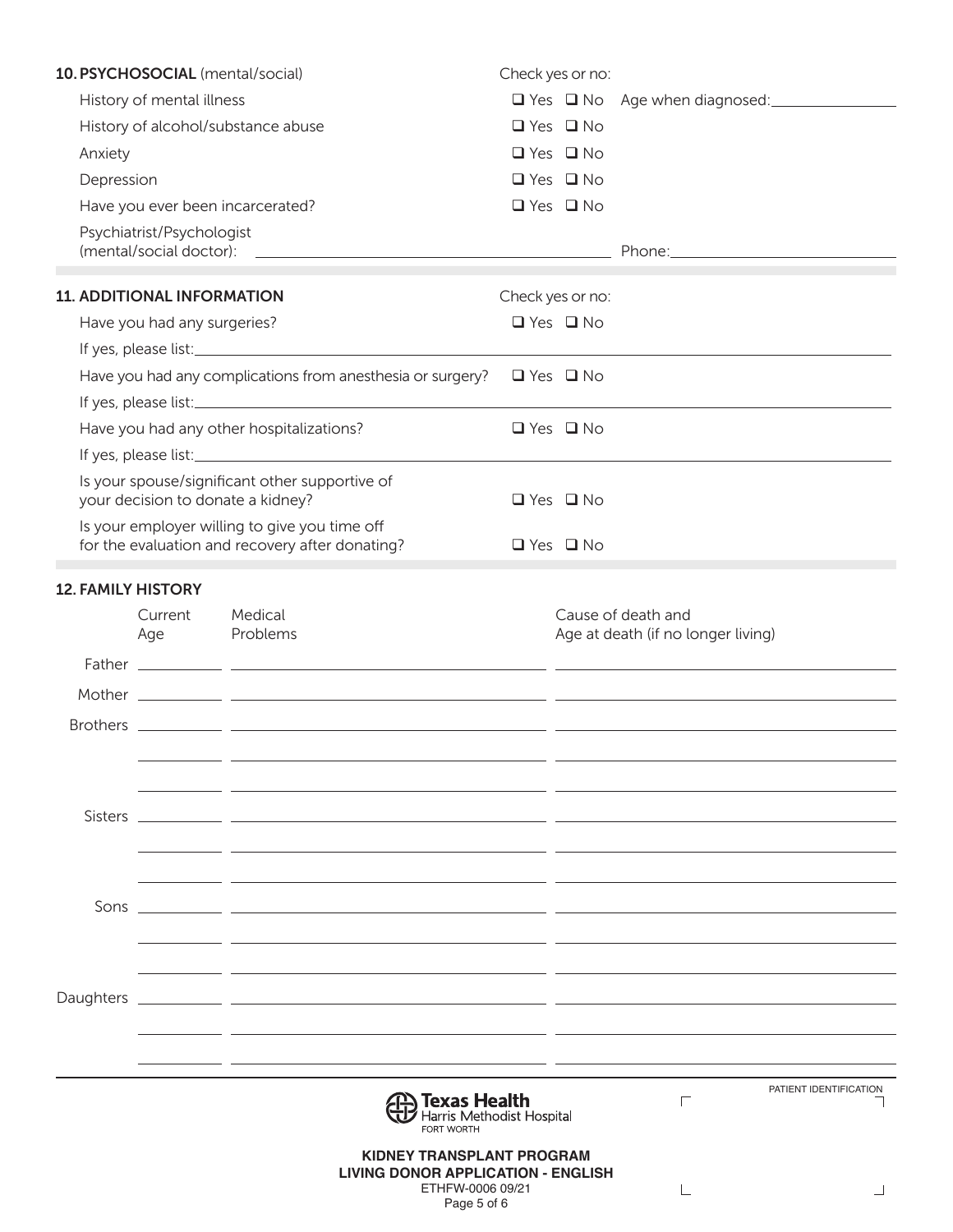## 10. PSYCHOSOCIAL (mental/social)

| | Check yes or no: | |
|---|---|---|
| History of mental illness | ❑ Yes ❑ No | Age when diagnosed: ______________ |
| History of alcohol/substance abuse | ❑ Yes ❑ No | |
| Anxiety | ❑ Yes ❑ No | |
| Depression | ❑ Yes ❑ No | |
| Have you ever been incarcerated? | ❑ Yes ❑ No | |

Psychiatrist/Psychologist (mental/social doctor): ______________________________ Phone: ______________________

## 11. ADDITIONAL INFORMATION

| | Check yes or no: |
|---|---|
| Have you had any surgeries? | ❑ Yes ❑ No |

If yes, please list: ______________________________

| | |
|---|---|
| Have you had any complications from anesthesia or surgery? | ❑ Yes ❑ No |

If yes, please list: ______________________________

| | |
|---|---|
| Have you had any other hospitalizations? | ❑ Yes ❑ No |

If yes, please list: ______________________________

| | |
|---|---|
| Is your spouse/significant other supportive of your decision to donate a kidney? | ❑ Yes ❑ No |
| Is your employer willing to give you time off for the evaluation and recovery after donating? | ❑ Yes ❑ No |

## 12. FAMILY HISTORY

| | Current Age | Medical Problems | Cause of death and Age at death (if no longer living) |
|---|---|---|---|
| Father | | | |
| Mother | | | |
| Brothers | | | |
| | | | |
| | | | |
| Sisters | | | |
| | | | |
| | | | |
| Sons | | | |
| | | | |
| | | | |
| Daughters | | | |
| | | | |
| | | | |

Texas Health Harris Methodist Hospital FORT WORTH

PATIENT IDENTIFICATION

**KIDNEY TRANSPLANT PROGRAM**
**LIVING DONOR APPLICATION - ENGLISH**
ETHFW-0006 09/21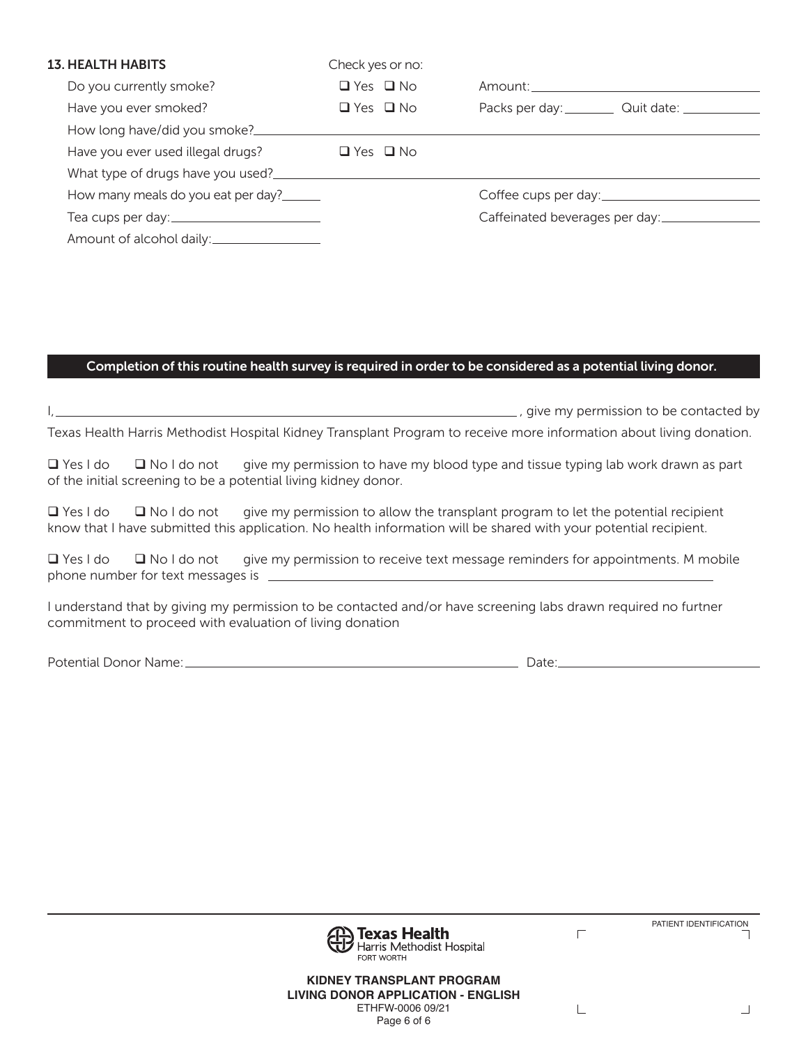**13. HEALTH HABITS** Check yes or no:

Do you currently smoke? ❑ Yes ❑ No Amount: ____________________

Have you ever smoked? ❑ Yes ❑ No Packs per day: ________ Quit date: ____________

How long have/did you smoke? ____________________

Have you ever used illegal drugs? ❑ Yes ❑ No

What type of drugs have you used? ____________________

How many meals do you eat per day? ______ Coffee cups per day: ____________________

Tea cups per day: ____________________ Caffeinated beverages per day: ______________

Amount of alcohol daily: ________________

**Completion of this routine health survey is required in order to be considered as a potential living donor.**

I, ______________________________________________, give my permission to be contacted by Texas Health Harris Methodist Hospital Kidney Transplant Program to receive more information about living donation.

❑ Yes I do ❑ No I do not give my permission to have my blood type and tissue typing lab work drawn as part of the initial screening to be a potential living kidney donor.

❑ Yes I do ❑ No I do not give my permission to allow the transplant program to let the potential recipient know that I have submitted this application. No health information will be shared with your potential recipient.

❑ Yes I do ❑ No I do not give my permission to receive text message reminders for appointments. M mobile phone number for text messages is ______________________________________________

I understand that by giving my permission to be contacted and/or have screening labs drawn required no furtner commitment to proceed with evaluation of living donation

Potential Donor Name: ______________________________________________ Date: ____________________

PATIENT IDENTIFICATION

Texas Health Harris Methodist Hospital FORT WORTH

**KIDNEY TRANSPLANT PROGRAM**
**LIVING DONOR APPLICATION - ENGLISH**
ETHFW-0006 09/21